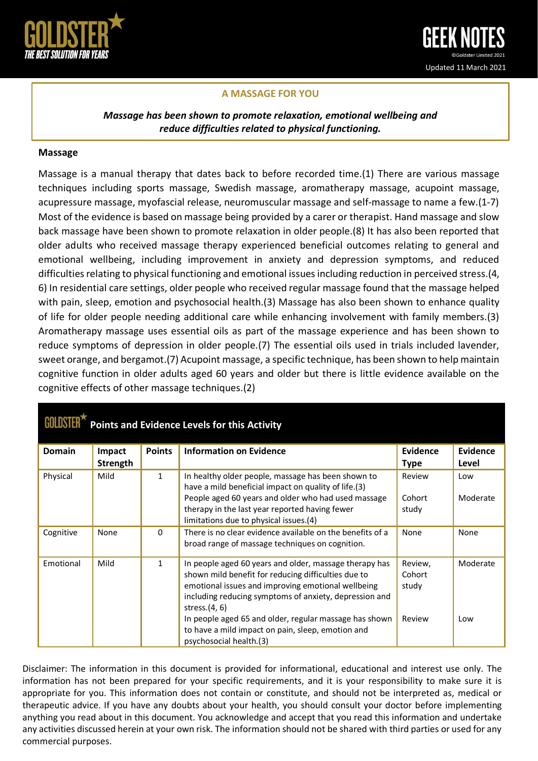**A MASSAGE FOR YOU**

***Massage has been shown to promote relaxation, emotional wellbeing and reduce difficulties related to physical functioning.***

**Massage**

Massage is a manual therapy that dates back to before recorded time.(1) There are various massage techniques including sports massage, Swedish massage, aromatherapy massage, acupoint massage, acupressure massage, myofascial release, neuromuscular massage and self-massage to name a few.(1-7) Most of the evidence is based on massage being provided by a carer or therapist. Hand massage and slow back massage have been shown to promote relaxation in older people.(8) It has also been reported that older adults who received massage therapy experienced beneficial outcomes relating to general and emotional wellbeing, including improvement in anxiety and depression symptoms, and reduced difficulties relating to physical functioning and emotional issues including reduction in perceived stress.(4, 6) In residential care settings, older people who received regular massage found that the massage helped with pain, sleep, emotion and psychosocial health.(3) Massage has also been shown to enhance quality of life for older people needing additional care while enhancing involvement with family members.(3) Aromatherapy massage uses essential oils as part of the massage experience and has been shown to reduce symptoms of depression in older people.(7) The essential oils used in trials included lavender, sweet orange, and bergamot.(7) Acupoint massage, a specific technique, has been shown to help maintain cognitive function in older adults aged 60 years and older but there is little evidence available on the cognitive effects of other massage techniques.(2)

**Points and Evidence Levels for this Activity**

| Domain | Impact Strength | Points | Information on Evidence | Evidence Type | Evidence Level |
|---|---|---|---|---|---|
| Physical | Mild | 1 | In healthy older people, massage has been shown to have a mild beneficial impact on quality of life.(3) | Review | Low |
| | | | People aged 60 years and older who had used massage therapy in the last year reported having fewer limitations due to physical issues.(4) | Cohort study | Moderate |
| Cognitive | None | 0 | There is no clear evidence available on the benefits of a broad range of massage techniques on cognition. | None | None |
| Emotional | Mild | 1 | In people aged 60 years and older, massage therapy has shown mild benefit for reducing difficulties due to emotional issues and improving emotional wellbeing including reducing symptoms of anxiety, depression and stress.(4, 6) | Review, Cohort study | Moderate |
| | | | In people aged 65 and older, regular massage has shown to have a mild impact on pain, sleep, emotion and psychosocial health.(3) | Review | Low |

Disclaimer: The information in this document is provided for informational, educational and interest use only. The information has not been prepared for your specific requirements, and it is your responsibility to make sure it is appropriate for you. This information does not contain or constitute, and should not be interpreted as, medical or therapeutic advice. If you have any doubts about your health, you should consult your doctor before implementing anything you read about in this document. You acknowledge and accept that you read this information and undertake any activities discussed herein at your own risk. The information should not be shared with third parties or used for any commercial purposes.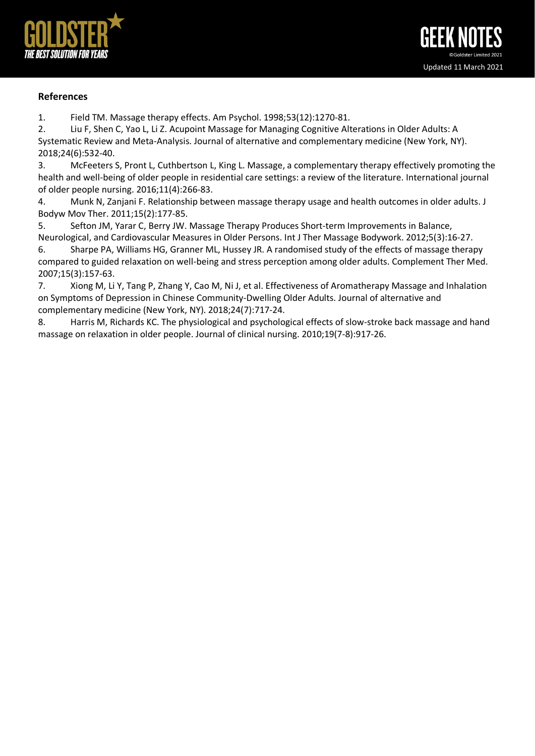## References

1. Field TM. Massage therapy effects. Am Psychol. 1998;53(12):1270-81.
2. Liu F, Shen C, Yao L, Li Z. Acupoint Massage for Managing Cognitive Alterations in Older Adults: A Systematic Review and Meta-Analysis. Journal of alternative and complementary medicine (New York, NY). 2018;24(6):532-40.
3. McFeeters S, Pront L, Cuthbertson L, King L. Massage, a complementary therapy effectively promoting the health and well-being of older people in residential care settings: a review of the literature. International journal of older people nursing. 2016;11(4):266-83.
4. Munk N, Zanjani F. Relationship between massage therapy usage and health outcomes in older adults. J Bodyw Mov Ther. 2011;15(2):177-85.
5. Sefton JM, Yarar C, Berry JW. Massage Therapy Produces Short-term Improvements in Balance, Neurological, and Cardiovascular Measures in Older Persons. Int J Ther Massage Bodywork. 2012;5(3):16-27.
6. Sharpe PA, Williams HG, Granner ML, Hussey JR. A randomised study of the effects of massage therapy compared to guided relaxation on well-being and stress perception among older adults. Complement Ther Med. 2007;15(3):157-63.
7. Xiong M, Li Y, Tang P, Zhang Y, Cao M, Ni J, et al. Effectiveness of Aromatherapy Massage and Inhalation on Symptoms of Depression in Chinese Community-Dwelling Older Adults. Journal of alternative and complementary medicine (New York, NY). 2018;24(7):717-24.
8. Harris M, Richards KC. The physiological and psychological effects of slow-stroke back massage and hand massage on relaxation in older people. Journal of clinical nursing. 2010;19(7-8):917-26.